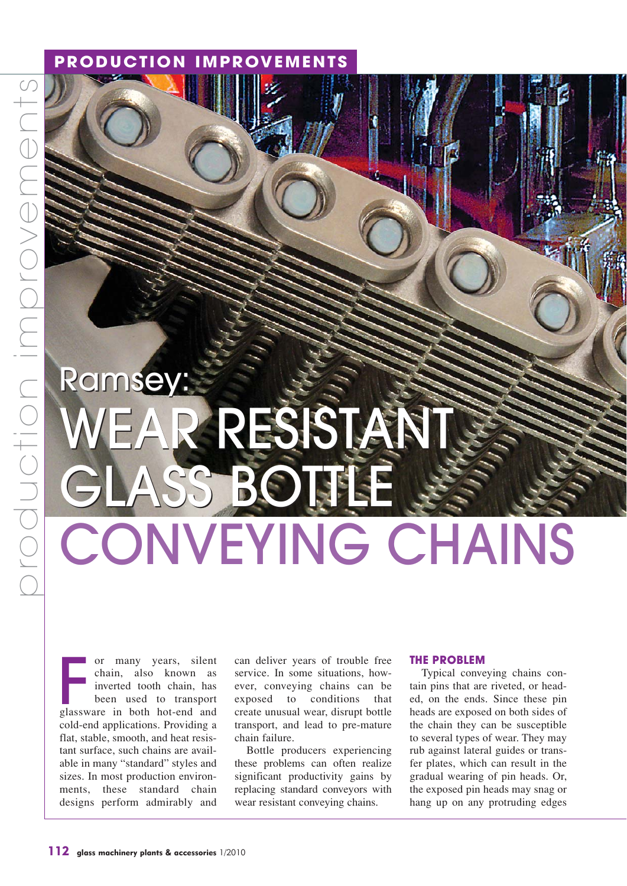# Ramsey: WEAR RESISTANT GLASS BOTTLE CONVEYING CHAINS

For many years, silent chain, also known as inverted tooth chain, has been used to transport glassware in both hot-end and cold-end applications. Providing a flat, stable, smooth, and heat resistant surface, such chains are available in many "standard" styles and sizes. In most production environments, these standard chain designs perform admirably and can deliver years of trouble free service. In some situations, however, conveying chains can be exposed to conditions that create unusual wear, disrupt bottle transport, and lead to pre-mature chain failure.

Bottle producers experiencing these problems can often realize significant productivity gains by replacing standard conveyors with wear resistant conveying chains.

## THE PROBLEM

Typical conveying chains contain pins that are riveted, or headed, on the ends. Since these pin heads are exposed on both sides of the chain they can be susceptible to several types of wear. They may rub against lateral guides or transfer plates, which can result in the gradual wearing of pin heads. Or, the exposed pin heads may snag or hang up on any protruding edges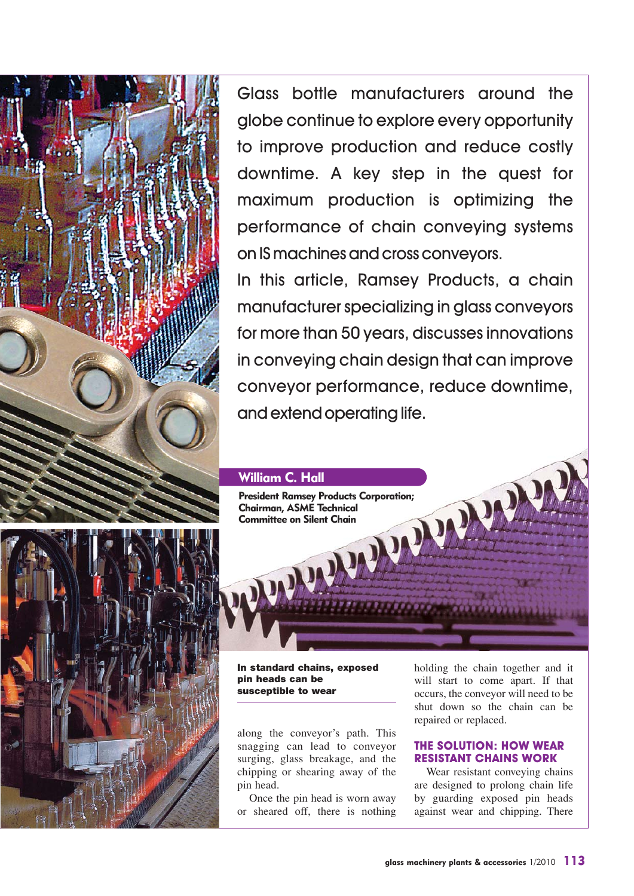Glass bottle manufacturers around the globe continue to explore every opportunity to improve production and reduce costly downtime. A key step in the quest for maximum production is optimizing the performance of chain conveying systems on IS machines and cross conveyors.

In this article, Ramsey Products, a chain manufacturer specializing in glass conveyors for more than 50 years, discusses innovations in conveying chain design that can improve conveyor performance, reduce downtime, and extend operating life.

**William C. Hall**

**President Ramsey Products Corporation; Chairman, ASME Technical Committee on Silent Chain**

**In standard chains, exposed pin heads can be susceptible to wear**

along the conveyor's path. This snagging can lead to conveyor surging, glass breakage, and the chipping or shearing away of the pin head.

Once the pin head is worn away or sheared off, there is nothing holding the chain together and it will start to come apart. If that occurs, the conveyor will need to be shut down so the chain can be repaired or replaced.

## THE SOLUTION: HOW WEAR RESISTANT CHAINS WORK

Wear resistant conveying chains are designed to prolong chain life by guarding exposed pin heads against wear and chipping. There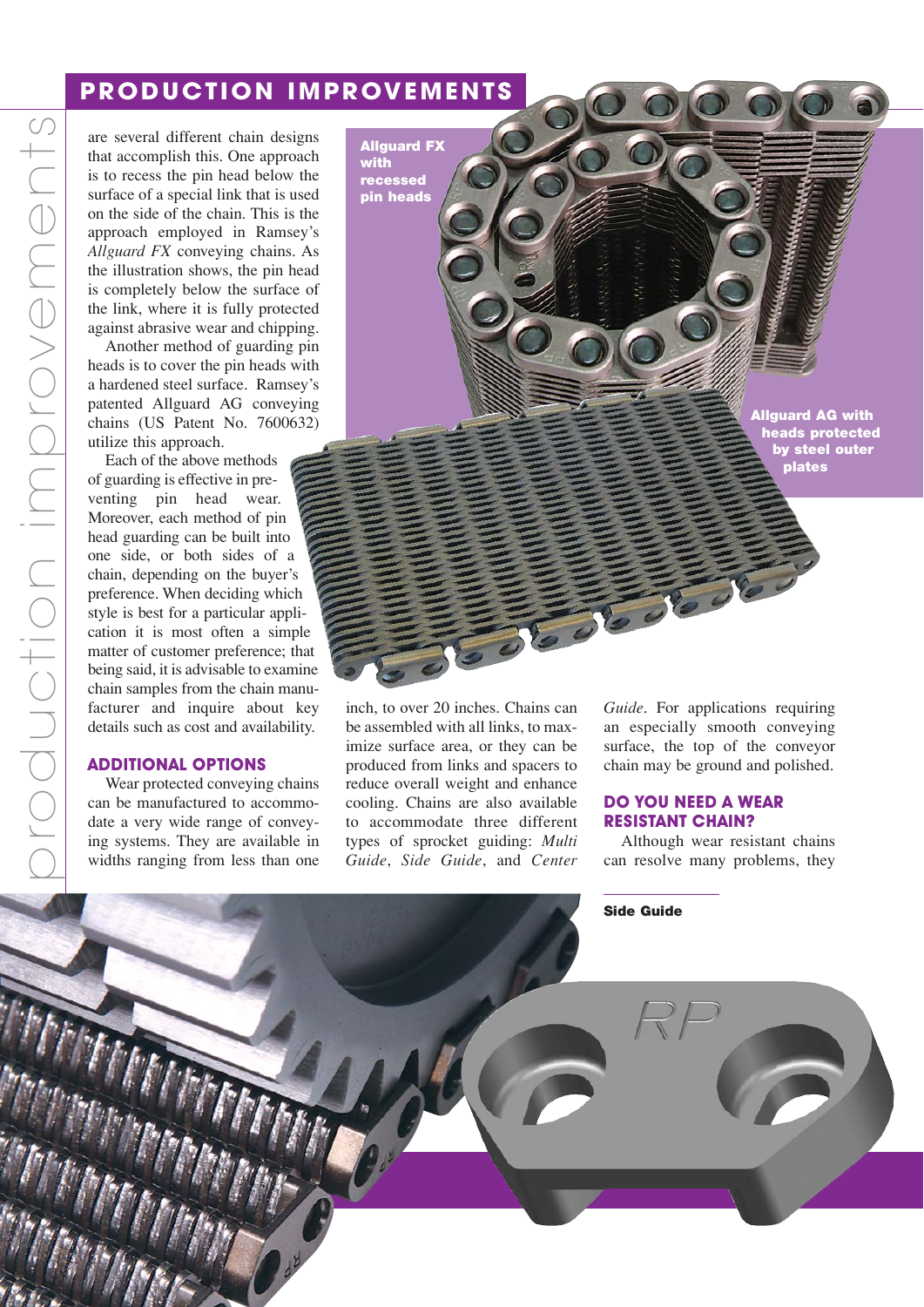are several different chain designs that accomplish this. One approach is to recess the pin head below the surface of a special link that is used on the side of the chain. This is the approach employed in Ramsey's *Allguard FX* conveying chains. As the illustration shows, the pin head is completely below the surface of the link, where it is fully protected against abrasive wear and chipping.

Another method of guarding pin heads is to cover the pin heads with a hardened steel surface. Ramsey's patented Allguard AG conveying chains (US Patent No. 7600632) utilize this approach.

Each of the above methods of guarding is effective in preventing pin head wear. Moreover, each method of pin head guarding can be built into one side, or both sides of a chain, depending on the buyer's preference. When deciding which style is best for a particular application it is most often a simple matter of customer preference; that being said, it is advisable to examine chain samples from the chain manufacturer and inquire about key details such as cost and availability.

**Allguard FX with recessed pin heads**

**Allguard AG with heads protected by steel outer plates**

### ADDITIONAL OPTIONS

Wear protected conveying chains can be manufactured to accommodate a very wide range of conveying systems. They are available in widths ranging from less than one inch, to over 20 inches. Chains can be assembled with all links, to maximize surface area, or they can be produced from links and spacers to reduce overall weight and enhance cooling. Chains are also available to accommodate three different types of sprocket guiding: *Multi Guide*, *Side Guide*, and *Center Guide*. For applications requiring an especially smooth conveying surface, the top of the conveyor chain may be ground and polished.

### DO YOU NEED A WEAR RESISTANT CHAIN?

Although wear resistant chains can resolve many problems, they

**Side Guide**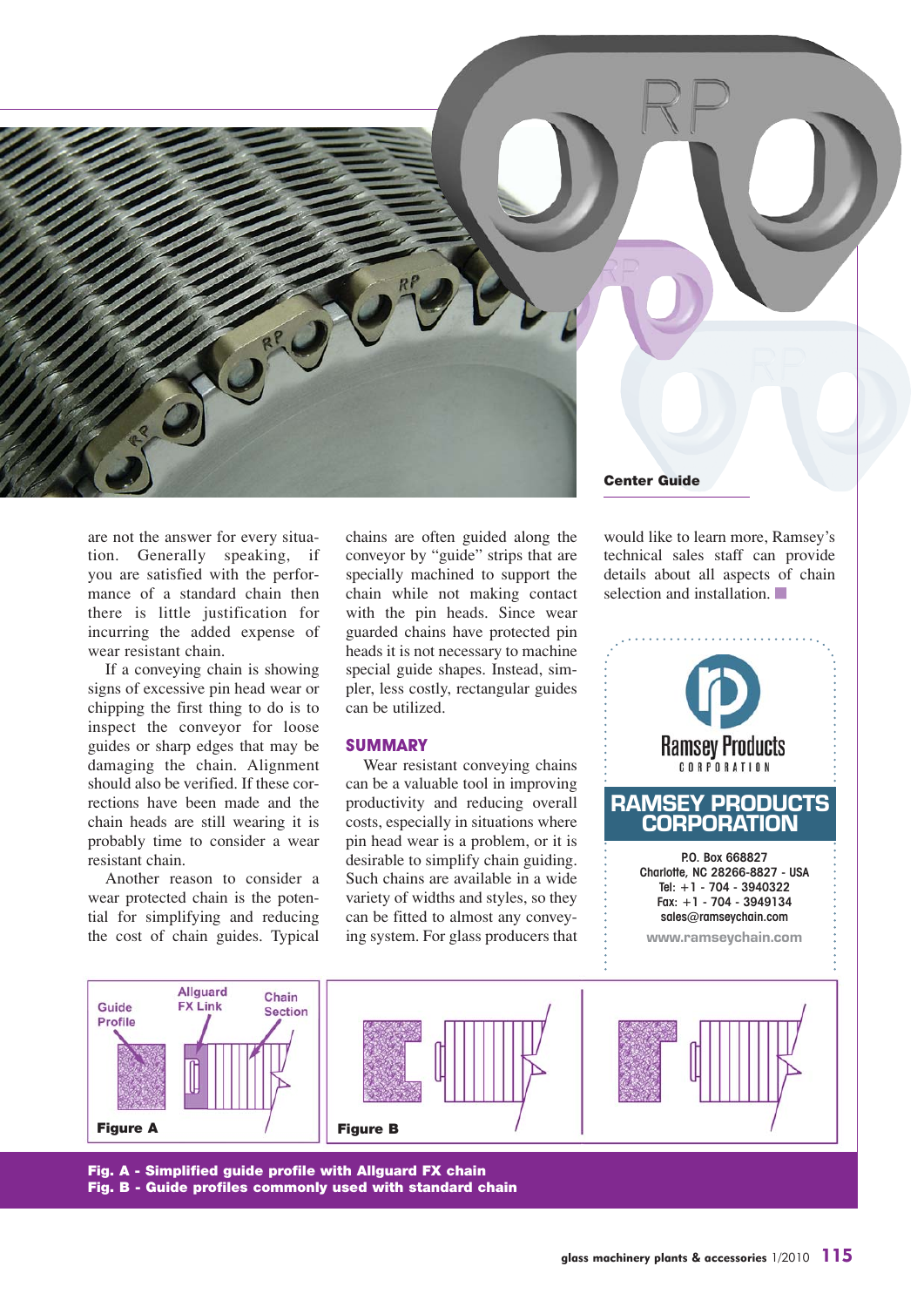Center Guide

are not the answer for every situation. Generally speaking, if you are satisfied with the performance of a standard chain then there is little justification for incurring the added expense of wear resistant chain.

If a conveying chain is showing signs of excessive pin head wear or chipping the first thing to do is to inspect the conveyor for loose guides or sharp edges that may be damaging the chain. Alignment should also be verified. If these corrections have been made and the chain heads are still wearing it is probably time to consider a wear resistant chain.

Another reason to consider a wear protected chain is the potential for simplifying and reducing the cost of chain guides. Typical chains are often guided along the conveyor by "guide" strips that are specially machined to support the chain while not making contact with the pin heads. Since wear guarded chains have protected pin heads it is not necessary to machine special guide shapes. Instead, simpler, less costly, rectangular guides can be utilized.

## SUMMARY

Wear resistant conveying chains can be a valuable tool in improving productivity and reducing overall costs, especially in situations where pin head wear is a problem, or it is desirable to simplify chain guiding. Such chains are available in a wide variety of widths and styles, so they can be fitted to almost any conveying system. For glass producers that would like to learn more, Ramsey's technical sales staff can provide details about all aspects of chain selection and installation.

Ramsey Products CORPORATION

**RAMSEY PRODUCTS CORPORATION**

P.O. Box 668827
Charlotte, NC 28266-8827 - USA
Tel: +1 - 704 - 3940322
Fax: +1 - 704 - 3949134
sales@ramseychain.com

www.ramseychain.com

Guide Profile
Allguard FX Link
Chain Section

**Figure A**

**Figure B**

**Fig. A - Simplified guide profile with Allguard FX chain**
**Fig. B - Guide profiles commonly used with standard chain**